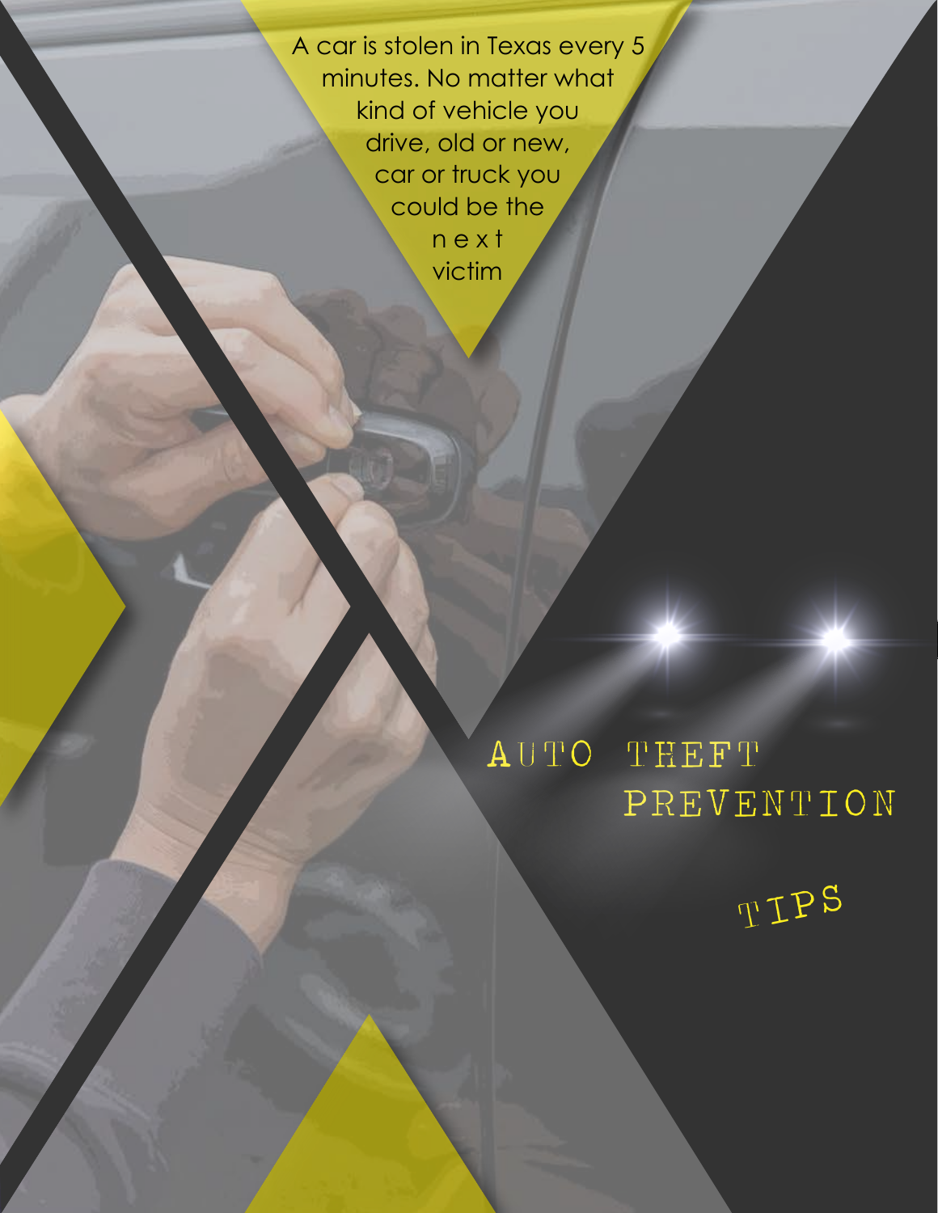A car is stolen in Texas every 5 minutes. No matter what kind of vehicle you drive, old or new, car or truck you could be the next victim

# AUTO THEFT PREVENTION TIPS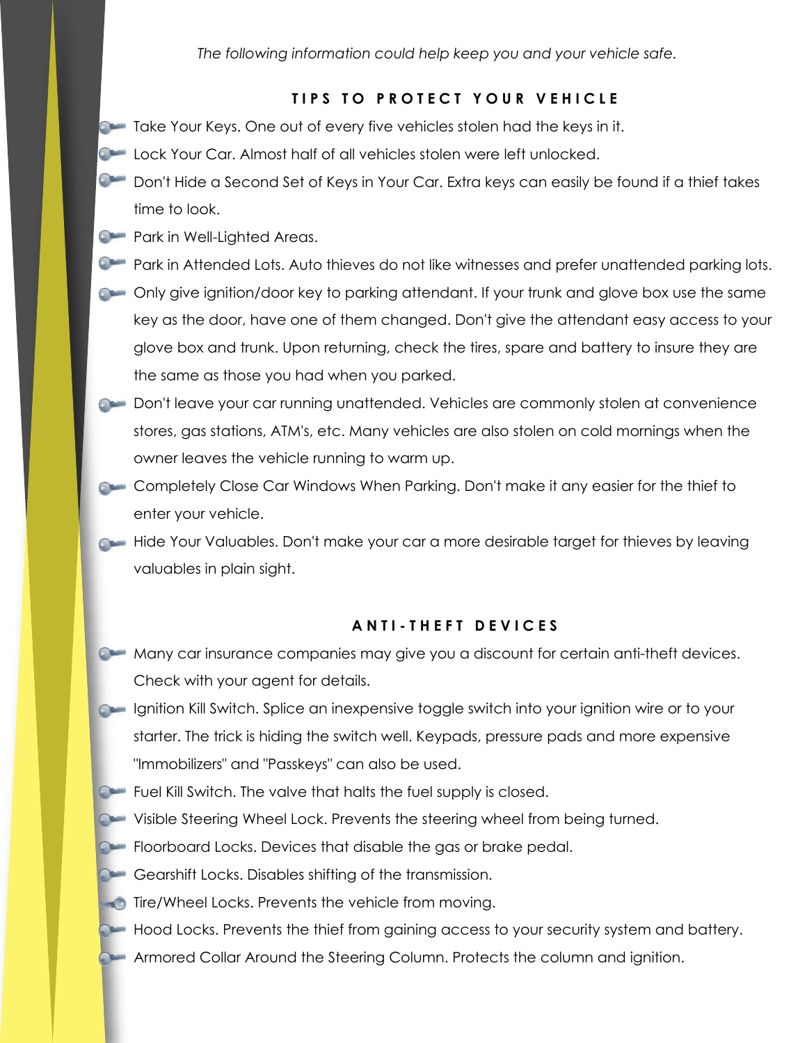*The following information could help keep you and your vehicle safe.*

## TIPS TO PROTECT YOUR VEHICLE

- Take Your Keys. One out of every five vehicles stolen had the keys in it.
- Lock Your Car. Almost half of all vehicles stolen were left unlocked.
- Don't Hide a Second Set of Keys in Your Car. Extra keys can easily be found if a thief takes time to look.
- Park in Well-Lighted Areas.
- Park in Attended Lots. Auto thieves do not like witnesses and prefer unattended parking lots.
- Only give ignition/door key to parking attendant. If your trunk and glove box use the same key as the door, have one of them changed. Don't give the attendant easy access to your glove box and trunk. Upon returning, check the tires, spare and battery to insure they are the same as those you had when you parked.
- Don't leave your car running unattended. Vehicles are commonly stolen at convenience stores, gas stations, ATM's, etc. Many vehicles are also stolen on cold mornings when the owner leaves the vehicle running to warm up.
- Completely Close Car Windows When Parking. Don't make it any easier for the thief to enter your vehicle.
- Hide Your Valuables. Don't make your car a more desirable target for thieves by leaving valuables in plain sight.

## ANTI-THEFT DEVICES

- Many car insurance companies may give you a discount for certain anti-theft devices. Check with your agent for details.
- Ignition Kill Switch. Splice an inexpensive toggle switch into your ignition wire or to your starter. The trick is hiding the switch well. Keypads, pressure pads and more expensive "Immobilizers" and "Passkeys" can also be used.
- Fuel Kill Switch. The valve that halts the fuel supply is closed.
- Visible Steering Wheel Lock. Prevents the steering wheel from being turned.
- Floorboard Locks. Devices that disable the gas or brake pedal.
- Gearshift Locks. Disables shifting of the transmission.
- Tire/Wheel Locks. Prevents the vehicle from moving.
- Hood Locks. Prevents the thief from gaining access to your security system and battery.
- Armored Collar Around the Steering Column. Protects the column and ignition.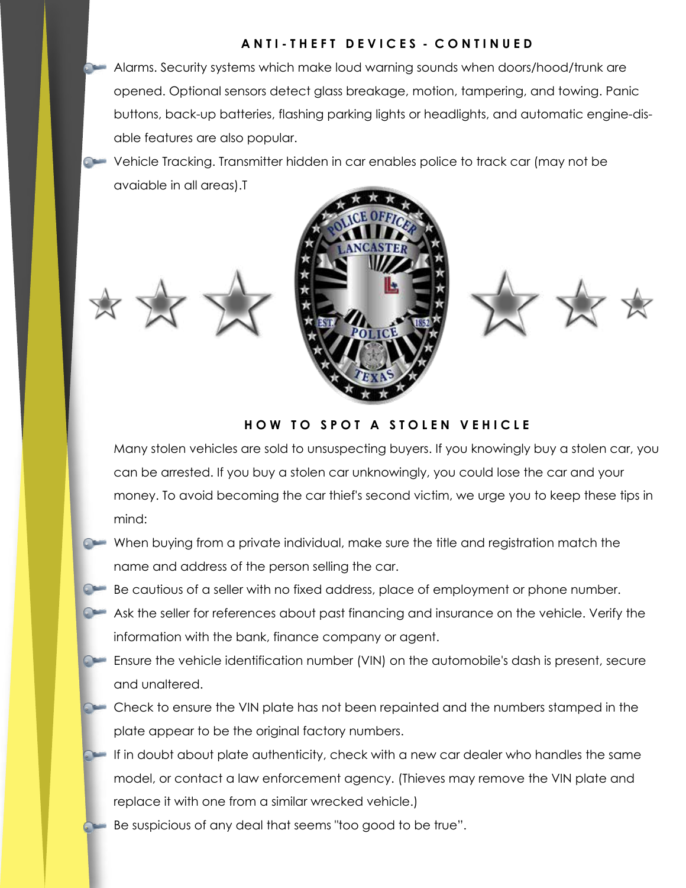## ANTI-THEFT DEVICES - CONTINUED

- Alarms. Security systems which make loud warning sounds when doors/hood/trunk are opened. Optional sensors detect glass breakage, motion, tampering, and towing. Panic buttons, back-up batteries, flashing parking lights or headlights, and automatic engine-disable features are also popular.
- Vehicle Tracking. Transmitter hidden in car enables police to track car (may not be avaiable in all areas).T

## HOW TO SPOT A STOLEN VEHICLE

Many stolen vehicles are sold to unsuspecting buyers. If you knowingly buy a stolen car, you can be arrested. If you buy a stolen car unknowingly, you could lose the car and your money. To avoid becoming the car thief's second victim, we urge you to keep these tips in mind:

- When buying from a private individual, make sure the title and registration match the name and address of the person selling the car.
- Be cautious of a seller with no fixed address, place of employment or phone number.
- Ask the seller for references about past financing and insurance on the vehicle. Verify the information with the bank, finance company or agent.
- Ensure the vehicle identification number (VIN) on the automobile's dash is present, secure and unaltered.
- Check to ensure the VIN plate has not been repainted and the numbers stamped in the plate appear to be the original factory numbers.
- If in doubt about plate authenticity, check with a new car dealer who handles the same model, or contact a law enforcement agency. (Thieves may remove the VIN plate and replace it with one from a similar wrecked vehicle.)
- Be suspicious of any deal that seems "too good to be true".